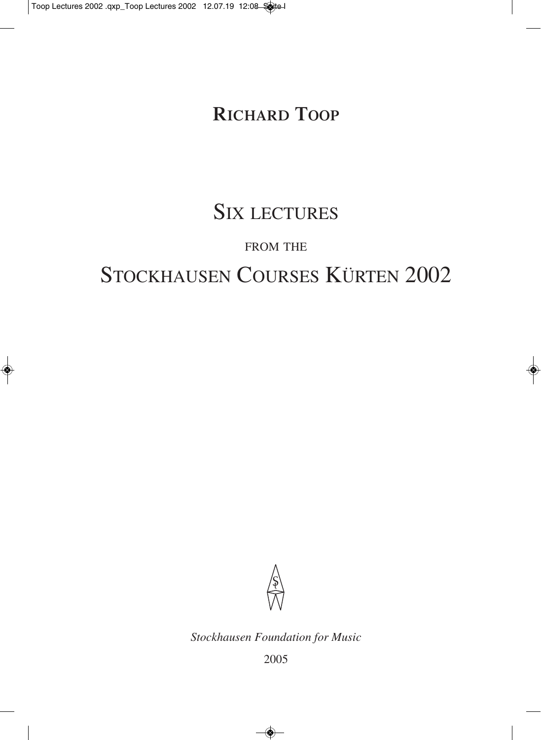# RICHARD TOOP

# SIX LECTURES

FROM THE

# STOCKHAUSEN COURSES KÜRTEN 2002

*Stockhausen Foundation for Music*

2005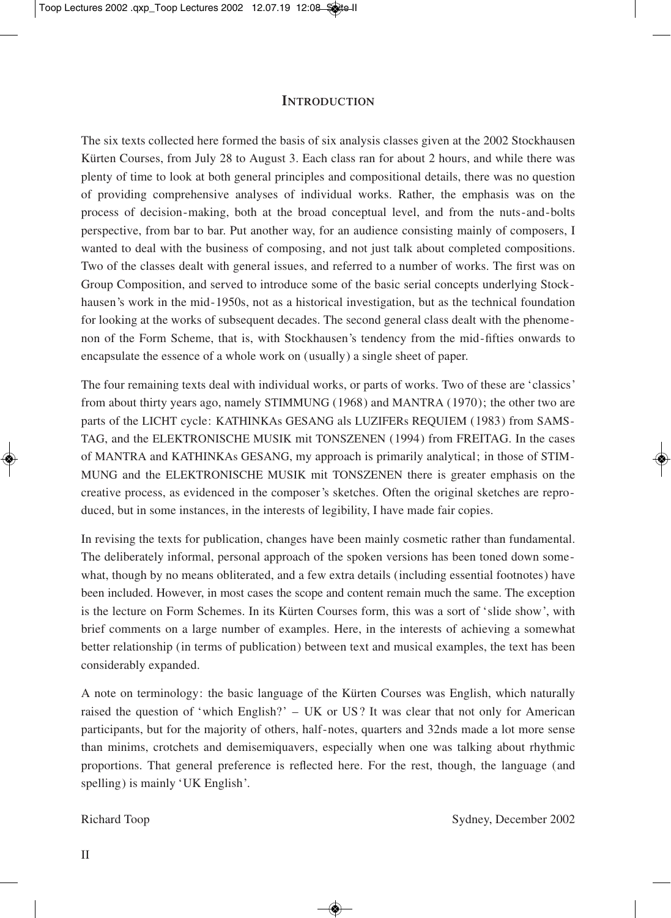# Introduction

The six texts collected here formed the basis of six analysis classes given at the 2002 Stockhausen Kürten Courses, from July 28 to August 3. Each class ran for about 2 hours, and while there was plenty of time to look at both general principles and compositional details, there was no question of providing comprehensive analyses of individual works. Rather, the emphasis was on the process of decision-making, both at the broad conceptual level, and from the nuts-and-bolts perspective, from bar to bar. Put another way, for an audience consisting mainly of composers, I wanted to deal with the business of composing, and not just talk about completed compositions. Two of the classes dealt with general issues, and referred to a number of works. The first was on Group Composition, and served to introduce some of the basic serial concepts underlying Stockhausen's work in the mid-1950s, not as a historical investigation, but as the technical foundation for looking at the works of subsequent decades. The second general class dealt with the phenomenon of the Form Scheme, that is, with Stockhausen's tendency from the mid-fifties onwards to encapsulate the essence of a whole work on (usually) a single sheet of paper.

The four remaining texts deal with individual works, or parts of works. Two of these are 'classics' from about thirty years ago, namely STIMMUNG (1968) and MANTRA (1970); the other two are parts of the LICHT cycle: KATHINKAs GESANG als LUZIFERs REQUIEM (1983) from SAMSTAG, and the ELEKTRONISCHE MUSIK mit TONSZENEN (1994) from FREITAG. In the cases of MANTRA and KATHINKAs GESANG, my approach is primarily analytical; in those of STIMMUNG and the ELEKTRONISCHE MUSIK mit TONSZENEN there is greater emphasis on the creative process, as evidenced in the composer's sketches. Often the original sketches are reproduced, but in some instances, in the interests of legibility, I have made fair copies.

In revising the texts for publication, changes have been mainly cosmetic rather than fundamental. The deliberately informal, personal approach of the spoken versions has been toned down somewhat, though by no means obliterated, and a few extra details (including essential footnotes) have been included. However, in most cases the scope and content remain much the same. The exception is the lecture on Form Schemes. In its Kürten Courses form, this was a sort of 'slide show', with brief comments on a large number of examples. Here, in the interests of achieving a somewhat better relationship (in terms of publication) between text and musical examples, the text has been considerably expanded.

A note on terminology: the basic language of the Kürten Courses was English, which naturally raised the question of 'which English?' – UK or US? It was clear that not only for American participants, but for the majority of others, half-notes, quarters and 32nds made a lot more sense than minims, crotchets and demisemiquavers, especially when one was talking about rhythmic proportions. That general preference is reflected here. For the rest, though, the language (and spelling) is mainly 'UK English'.

Richard Toop

Sydney, December 2002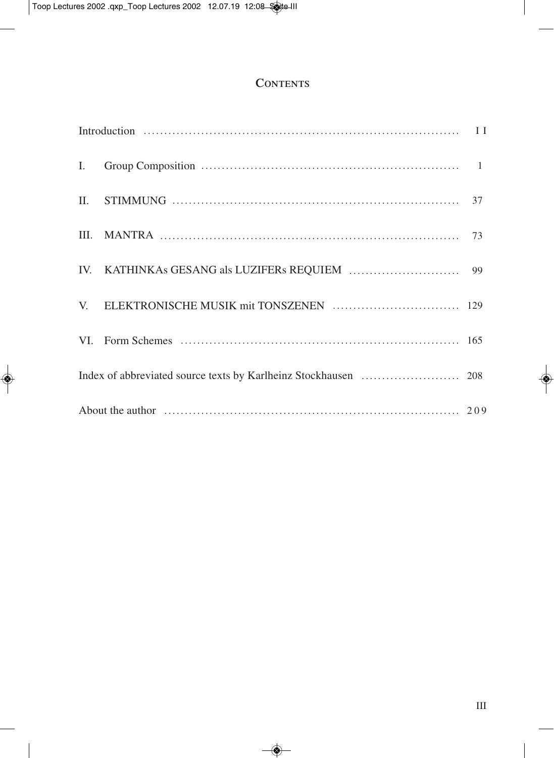# Contents

| | | |
|---|---|---|
| Introduction | | II |
| I. | Group Composition | 1 |
| II. | STIMMUNG | 37 |
| III. | MANTRA | 73 |
| IV. | KATHINKAs GESANG als LUZIFERs REQUIEM | 99 |
| V. | ELEKTRONISCHE MUSIK mit TONSZENEN | 129 |
| VI. | Form Schemes | 165 |
| Index of abbreviated source texts by Karlheinz Stockhausen | | 208 |
| About the author | | 209 |